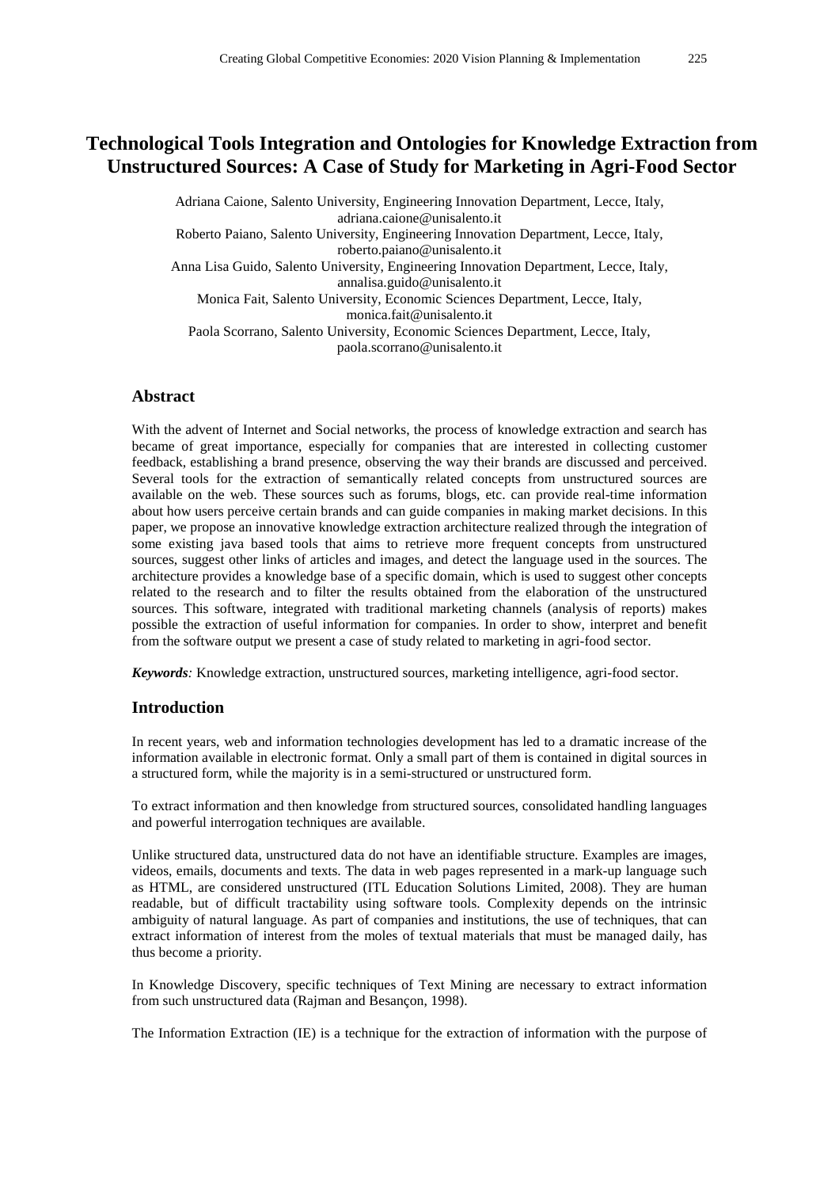# Technological Tools Integration and Ontologies for Knowledge Extraction from Unstructured Sources: A Case of Study for Marketing in Agri-Food Sector

Adriana Caione, Salento University, Engineering Innovation Department, Lecce, Italy, adriana.caione@unisalento.it
Roberto Paiano, Salento University, Engineering Innovation Department, Lecce, Italy, roberto.paiano@unisalento.it
Anna Lisa Guido, Salento University, Engineering Innovation Department, Lecce, Italy, annalisa.guido@unisalento.it
Monica Fait, Salento University, Economic Sciences Department, Lecce, Italy, monica.fait@unisalento.it
Paola Scorrano, Salento University, Economic Sciences Department, Lecce, Italy, paola.scorrano@unisalento.it

## Abstract

With the advent of Internet and Social networks, the process of knowledge extraction and search has became of great importance, especially for companies that are interested in collecting customer feedback, establishing a brand presence, observing the way their brands are discussed and perceived. Several tools for the extraction of semantically related concepts from unstructured sources are available on the web. These sources such as forums, blogs, etc. can provide real-time information about how users perceive certain brands and can guide companies in making market decisions. In this paper, we propose an innovative knowledge extraction architecture realized through the integration of some existing java based tools that aims to retrieve more frequent concepts from unstructured sources, suggest other links of articles and images, and detect the language used in the sources. The architecture provides a knowledge base of a specific domain, which is used to suggest other concepts related to the research and to filter the results obtained from the elaboration of the unstructured sources. This software, integrated with traditional marketing channels (analysis of reports) makes possible the extraction of useful information for companies. In order to show, interpret and benefit from the software output we present a case of study related to marketing in agri-food sector.

***Keywords**:* Knowledge extraction, unstructured sources, marketing intelligence, agri-food sector.

## Introduction

In recent years, web and information technologies development has led to a dramatic increase of the information available in electronic format. Only a small part of them is contained in digital sources in a structured form, while the majority is in a semi-structured or unstructured form.

To extract information and then knowledge from structured sources, consolidated handling languages and powerful interrogation techniques are available.

Unlike structured data, unstructured data do not have an identifiable structure. Examples are images, videos, emails, documents and texts. The data in web pages represented in a mark-up language such as HTML, are considered unstructured (ITL Education Solutions Limited, 2008). They are human readable, but of difficult tractability using software tools. Complexity depends on the intrinsic ambiguity of natural language. As part of companies and institutions, the use of techniques, that can extract information of interest from the moles of textual materials that must be managed daily, has thus become a priority.

In Knowledge Discovery, specific techniques of Text Mining are necessary to extract information from such unstructured data (Rajman and Besançon, 1998).

The Information Extraction (IE) is a technique for the extraction of information with the purpose of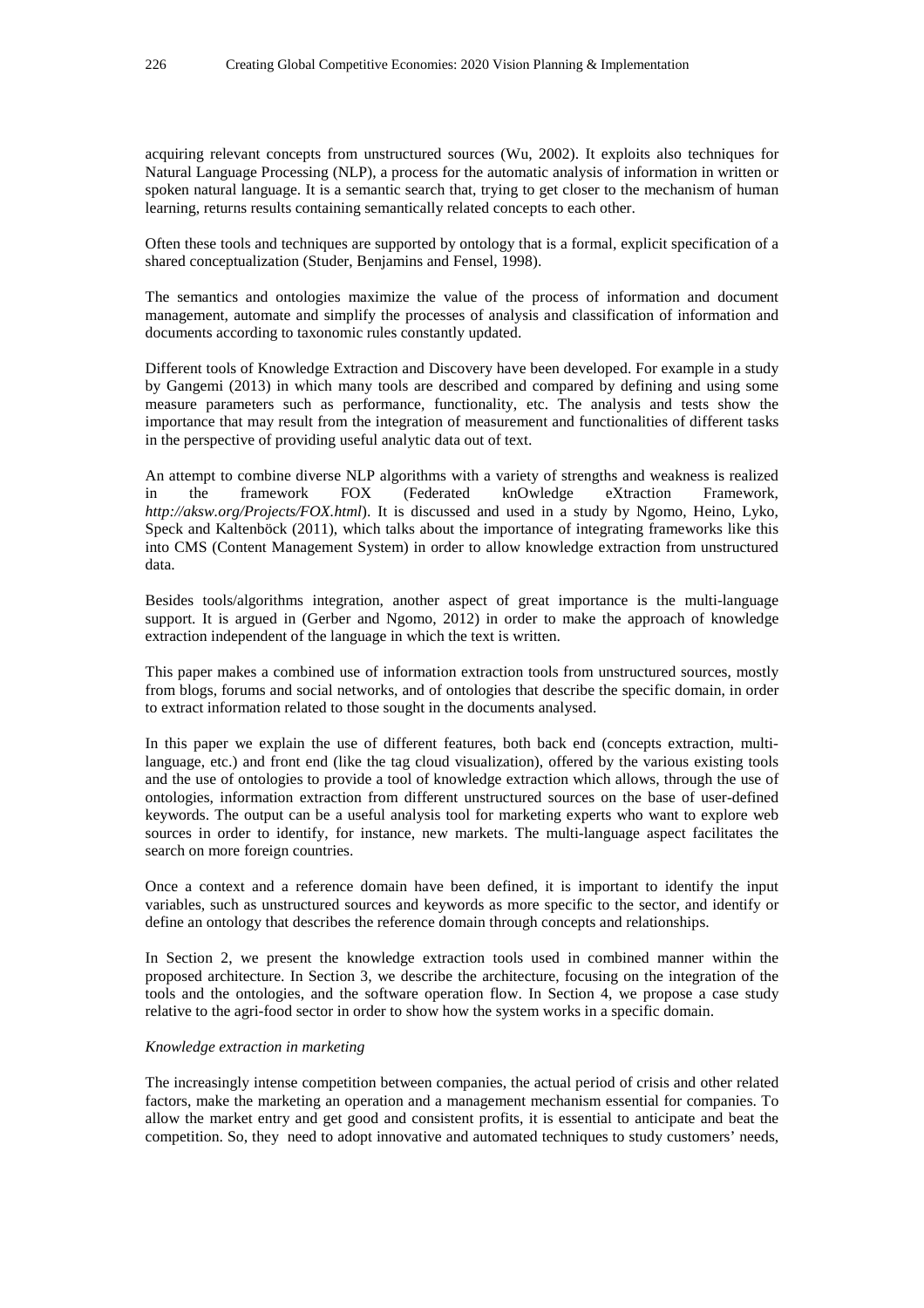acquiring relevant concepts from unstructured sources (Wu, 2002). It exploits also techniques for Natural Language Processing (NLP), a process for the automatic analysis of information in written or spoken natural language. It is a semantic search that, trying to get closer to the mechanism of human learning, returns results containing semantically related concepts to each other.

Often these tools and techniques are supported by ontology that is a formal, explicit specification of a shared conceptualization (Studer, Benjamins and Fensel, 1998).

The semantics and ontologies maximize the value of the process of information and document management, automate and simplify the processes of analysis and classification of information and documents according to taxonomic rules constantly updated.

Different tools of Knowledge Extraction and Discovery have been developed. For example in a study by Gangemi (2013) in which many tools are described and compared by defining and using some measure parameters such as performance, functionality, etc. The analysis and tests show the importance that may result from the integration of measurement and functionalities of different tasks in the perspective of providing useful analytic data out of text.

An attempt to combine diverse NLP algorithms with a variety of strengths and weakness is realized in the framework FOX (Federated knOwledge eXtraction Framework, *http://aksw.org/Projects/FOX.html*). It is discussed and used in a study by Ngomo, Heino, Lyko, Speck and Kaltenböck (2011), which talks about the importance of integrating frameworks like this into CMS (Content Management System) in order to allow knowledge extraction from unstructured data.

Besides tools/algorithms integration, another aspect of great importance is the multi-language support. It is argued in (Gerber and Ngomo, 2012) in order to make the approach of knowledge extraction independent of the language in which the text is written.

This paper makes a combined use of information extraction tools from unstructured sources, mostly from blogs, forums and social networks, and of ontologies that describe the specific domain, in order to extract information related to those sought in the documents analysed.

In this paper we explain the use of different features, both back end (concepts extraction, multi-language, etc.) and front end (like the tag cloud visualization), offered by the various existing tools and the use of ontologies to provide a tool of knowledge extraction which allows, through the use of ontologies, information extraction from different unstructured sources on the base of user-defined keywords. The output can be a useful analysis tool for marketing experts who want to explore web sources in order to identify, for instance, new markets. The multi-language aspect facilitates the search on more foreign countries.

Once a context and a reference domain have been defined, it is important to identify the input variables, such as unstructured sources and keywords as more specific to the sector, and identify or define an ontology that describes the reference domain through concepts and relationships.

In Section 2, we present the knowledge extraction tools used in combined manner within the proposed architecture. In Section 3, we describe the architecture, focusing on the integration of the tools and the ontologies, and the software operation flow. In Section 4, we propose a case study relative to the agri-food sector in order to show how the system works in a specific domain.

### *Knowledge extraction in marketing*

The increasingly intense competition between companies, the actual period of crisis and other related factors, make the marketing an operation and a management mechanism essential for companies. To allow the market entry and get good and consistent profits, it is essential to anticipate and beat the competition. So, they need to adopt innovative and automated techniques to study customers' needs,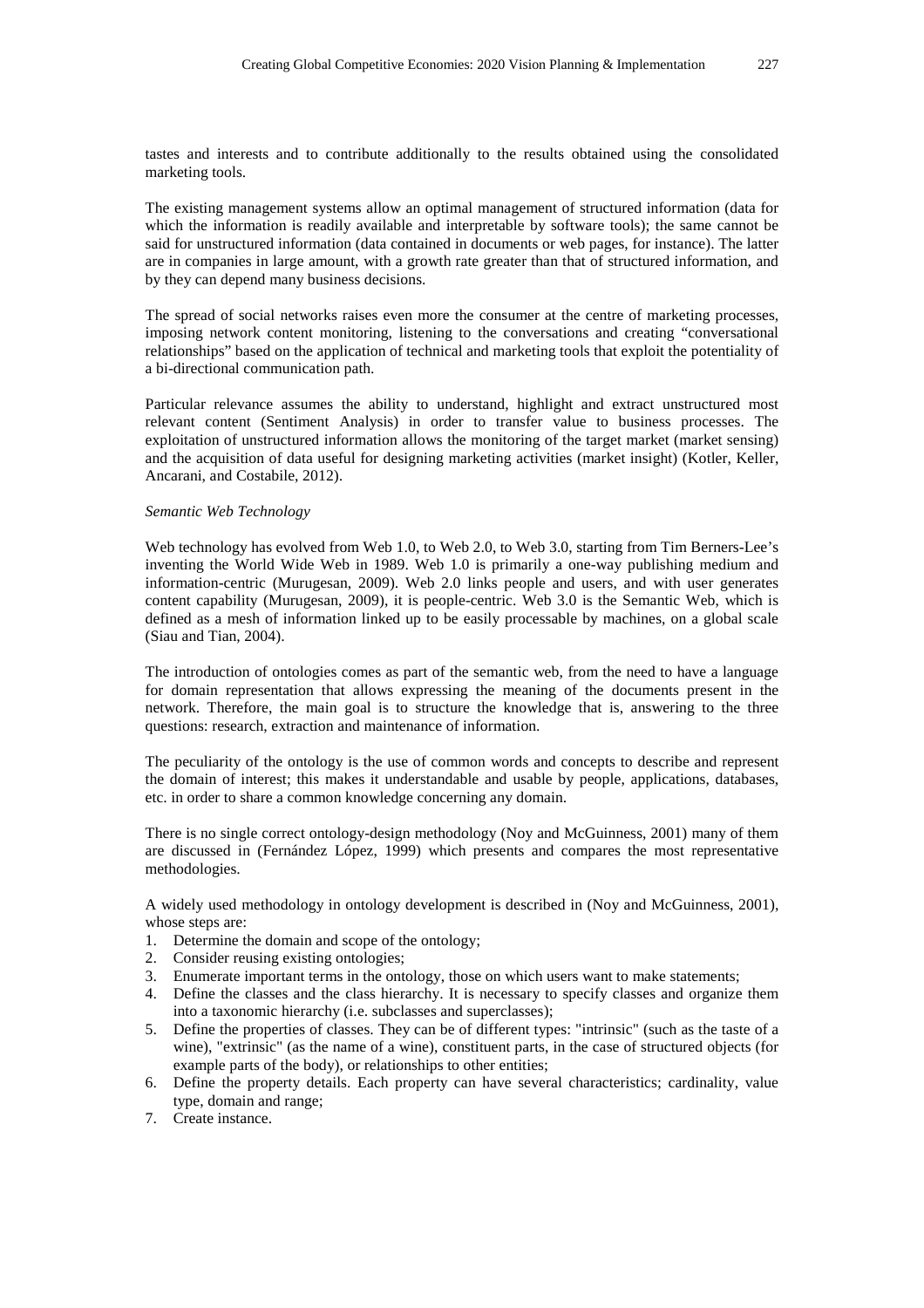tastes and interests and to contribute additionally to the results obtained using the consolidated marketing tools.

The existing management systems allow an optimal management of structured information (data for which the information is readily available and interpretable by software tools); the same cannot be said for unstructured information (data contained in documents or web pages, for instance). The latter are in companies in large amount, with a growth rate greater than that of structured information, and by they can depend many business decisions.

The spread of social networks raises even more the consumer at the centre of marketing processes, imposing network content monitoring, listening to the conversations and creating "conversational relationships" based on the application of technical and marketing tools that exploit the potentiality of a bi-directional communication path.

Particular relevance assumes the ability to understand, highlight and extract unstructured most relevant content (Sentiment Analysis) in order to transfer value to business processes. The exploitation of unstructured information allows the monitoring of the target market (market sensing) and the acquisition of data useful for designing marketing activities (market insight) (Kotler, Keller, Ancarani, and Costabile, 2012).

*Semantic Web Technology*

Web technology has evolved from Web 1.0, to Web 2.0, to Web 3.0, starting from Tim Berners-Lee's inventing the World Wide Web in 1989. Web 1.0 is primarily a one-way publishing medium and information-centric (Murugesan, 2009). Web 2.0 links people and users, and with user generates content capability (Murugesan, 2009), it is people-centric. Web 3.0 is the Semantic Web, which is defined as a mesh of information linked up to be easily processable by machines, on a global scale (Siau and Tian, 2004).

The introduction of ontologies comes as part of the semantic web, from the need to have a language for domain representation that allows expressing the meaning of the documents present in the network. Therefore, the main goal is to structure the knowledge that is, answering to the three questions: research, extraction and maintenance of information.

The peculiarity of the ontology is the use of common words and concepts to describe and represent the domain of interest; this makes it understandable and usable by people, applications, databases, etc. in order to share a common knowledge concerning any domain.

There is no single correct ontology-design methodology (Noy and McGuinness, 2001) many of them are discussed in (Fernández López, 1999) which presents and compares the most representative methodologies.

A widely used methodology in ontology development is described in (Noy and McGuinness, 2001), whose steps are:

1. Determine the domain and scope of the ontology;
2. Consider reusing existing ontologies;
3. Enumerate important terms in the ontology, those on which users want to make statements;
4. Define the classes and the class hierarchy. It is necessary to specify classes and organize them into a taxonomic hierarchy (i.e. subclasses and superclasses);
5. Define the properties of classes. They can be of different types: "intrinsic" (such as the taste of a wine), "extrinsic" (as the name of a wine), constituent parts, in the case of structured objects (for example parts of the body), or relationships to other entities;
6. Define the property details. Each property can have several characteristics; cardinality, value type, domain and range;
7. Create instance.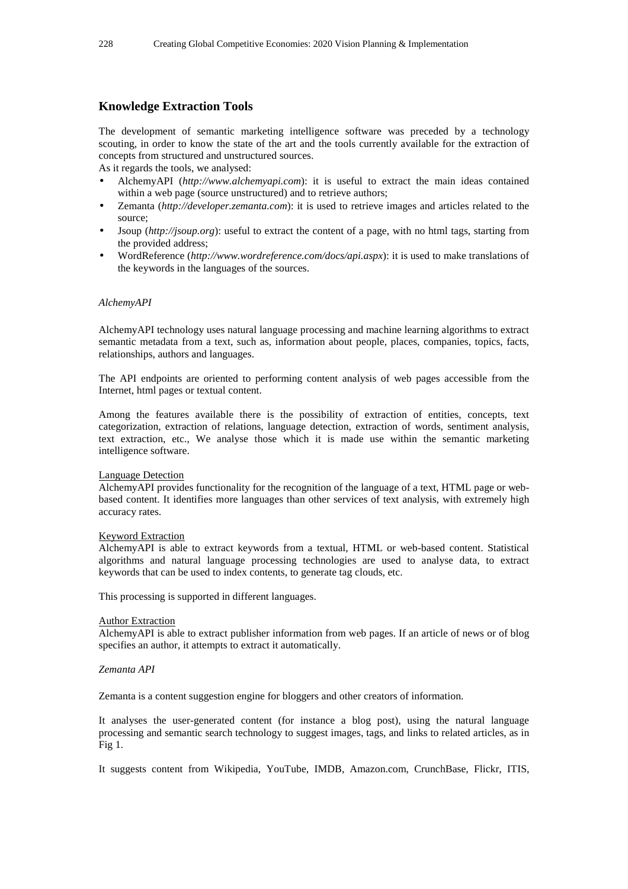## Knowledge Extraction Tools

The development of semantic marketing intelligence software was preceded by a technology scouting, in order to know the state of the art and the tools currently available for the extraction of concepts from structured and unstructured sources.

As it regards the tools, we analysed:

- AlchemyAPI (*http://www.alchemyapi.com*): it is useful to extract the main ideas contained within a web page (source unstructured) and to retrieve authors;
- Zemanta (*http://developer.zemanta.com*): it is used to retrieve images and articles related to the source;
- Jsoup (*http://jsoup.org*): useful to extract the content of a page, with no html tags, starting from the provided address;
- WordReference (*http://www.wordreference.com/docs/api.aspx*): it is used to make translations of the keywords in the languages of the sources.

*AlchemyAPI*

AlchemyAPI technology uses natural language processing and machine learning algorithms to extract semantic metadata from a text, such as, information about people, places, companies, topics, facts, relationships, authors and languages.

The API endpoints are oriented to performing content analysis of web pages accessible from the Internet, html pages or textual content.

Among the features available there is the possibility of extraction of entities, concepts, text categorization, extraction of relations, language detection, extraction of words, sentiment analysis, text extraction, etc., We analyse those which it is made use within the semantic marketing intelligence software.

Language Detection

AlchemyAPI provides functionality for the recognition of the language of a text, HTML page or web-based content. It identifies more languages than other services of text analysis, with extremely high accuracy rates.

Keyword Extraction

AlchemyAPI is able to extract keywords from a textual, HTML or web-based content. Statistical algorithms and natural language processing technologies are used to analyse data, to extract keywords that can be used to index contents, to generate tag clouds, etc.

This processing is supported in different languages.

Author Extraction

AlchemyAPI is able to extract publisher information from web pages. If an article of news or of blog specifies an author, it attempts to extract it automatically.

*Zemanta API*

Zemanta is a content suggestion engine for bloggers and other creators of information.

It analyses the user-generated content (for instance a blog post), using the natural language processing and semantic search technology to suggest images, tags, and links to related articles, as in Fig 1.

It suggests content from Wikipedia, YouTube, IMDB, Amazon.com, CrunchBase, Flickr, ITIS,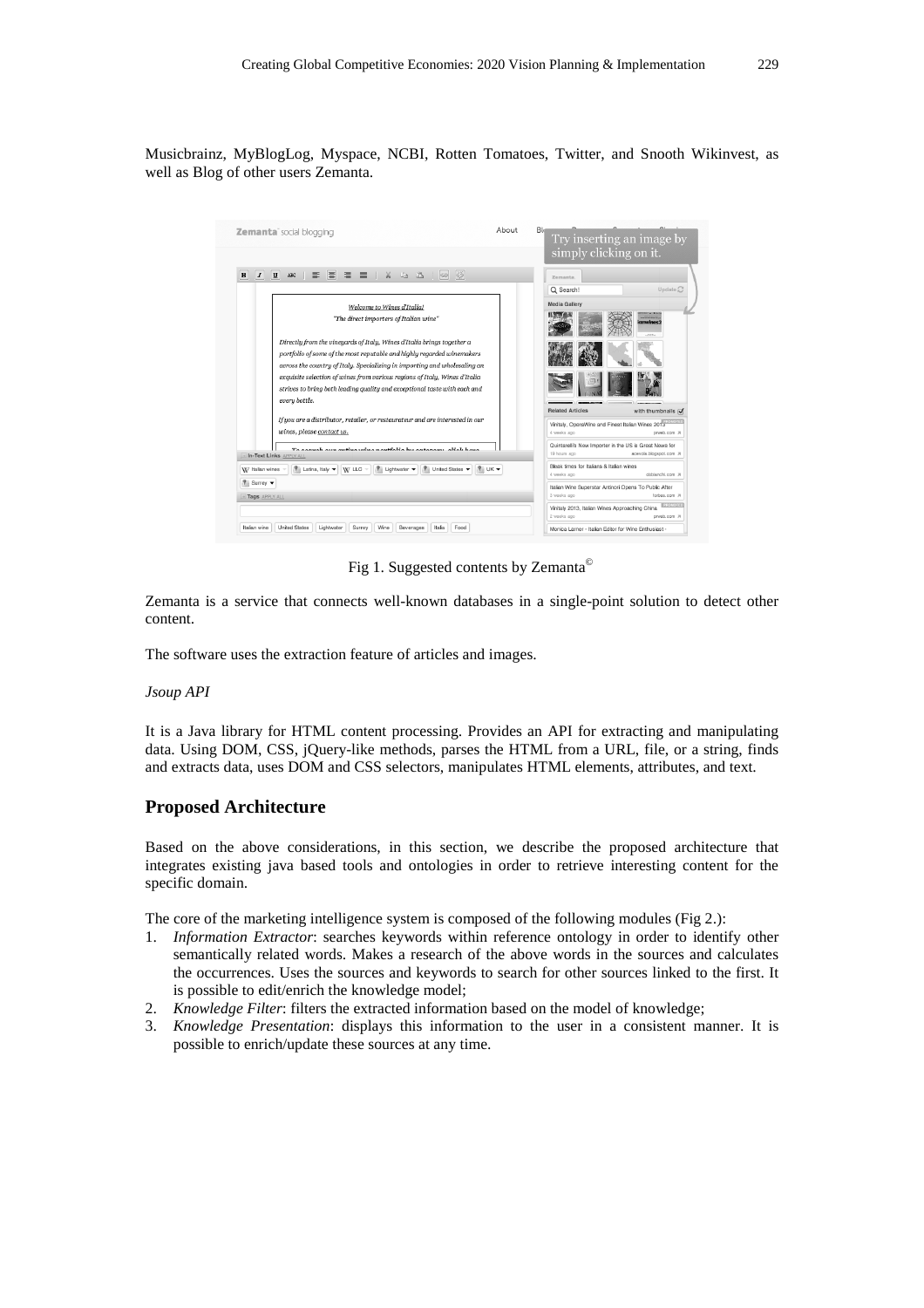Musicbrainz, MyBlogLog, Myspace, NCBI, Rotten Tomatoes, Twitter, and Snooth Wikinvest, as well as Blog of other users Zemanta.

Fig 1. Suggested contents by Zemanta©

Zemanta is a service that connects well-known databases in a single-point solution to detect other content.

The software uses the extraction feature of articles and images.

*Jsoup API*

It is a Java library for HTML content processing. Provides an API for extracting and manipulating data. Using DOM, CSS, jQuery-like methods, parses the HTML from a URL, file, or a string, finds and extracts data, uses DOM and CSS selectors, manipulates HTML elements, attributes, and text.

## Proposed Architecture

Based on the above considerations, in this section, we describe the proposed architecture that integrates existing java based tools and ontologies in order to retrieve interesting content for the specific domain.

The core of the marketing intelligence system is composed of the following modules (Fig 2.):

1. *Information Extractor*: searches keywords within reference ontology in order to identify other semantically related words. Makes a research of the above words in the sources and calculates the occurrences. Uses the sources and keywords to search for other sources linked to the first. It is possible to edit/enrich the knowledge model;
2. *Knowledge Filter*: filters the extracted information based on the model of knowledge;
3. *Knowledge Presentation*: displays this information to the user in a consistent manner. It is possible to enrich/update these sources at any time.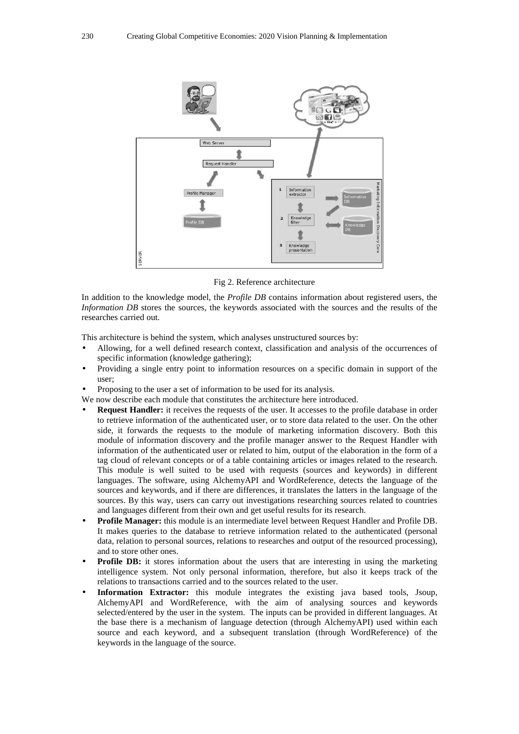Fig 2. Reference architecture

In addition to the knowledge model, the *Profile DB* contains information about registered users, the *Information DB* stores the sources, the keywords associated with the sources and the results of the researches carried out.

This architecture is behind the system, which analyses unstructured sources by:

- Allowing, for a well defined research context, classification and analysis of the occurrences of specific information (knowledge gathering);
- Providing a single entry point to information resources on a specific domain in support of the user;
- Proposing to the user a set of information to be used for its analysis.

We now describe each module that constitutes the architecture here introduced.

- **Request Handler:** it receives the requests of the user. It accesses to the profile database in order to retrieve information of the authenticated user, or to store data related to the user. On the other side, it forwards the requests to the module of marketing information discovery. Both this module of information discovery and the profile manager answer to the Request Handler with information of the authenticated user or related to him, output of the elaboration in the form of a tag cloud of relevant concepts or of a table containing articles or images related to the research. This module is well suited to be used with requests (sources and keywords) in different languages. The software, using AlchemyAPI and WordReference, detects the language of the sources and keywords, and if there are differences, it translates the latters in the language of the sources. By this way, users can carry out investigations researching sources related to countries and languages different from their own and get useful results for its research.
- **Profile Manager:** this module is an intermediate level between Request Handler and Profile DB. It makes queries to the database to retrieve information related to the authenticated (personal data, relation to personal sources, relations to researches and output of the resourced processing), and to store other ones.
- **Profile DB:** it stores information about the users that are interesting in using the marketing intelligence system. Not only personal information, therefore, but also it keeps track of the relations to transactions carried and to the sources related to the user.
- **Information Extractor:** this module integrates the existing java based tools, Jsoup, AlchemyAPI and WordReference, with the aim of analysing sources and keywords selected/entered by the user in the system. The inputs can be provided in different languages. At the base there is a mechanism of language detection (through AlchemyAPI) used within each source and each keyword, and a subsequent translation (through WordReference) of the keywords in the language of the source.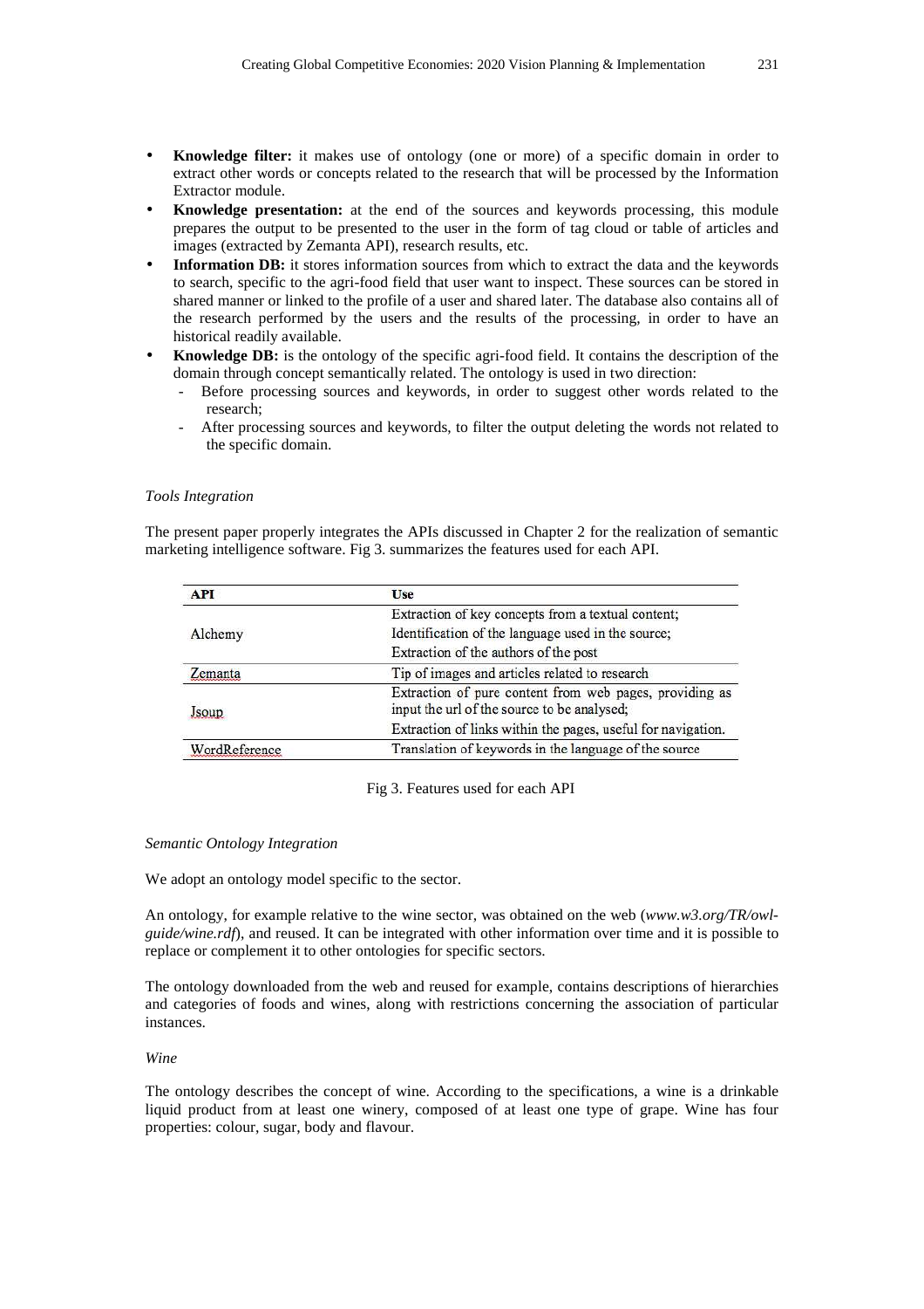- **Knowledge filter:** it makes use of ontology (one or more) of a specific domain in order to extract other words or concepts related to the research that will be processed by the Information Extractor module.
- **Knowledge presentation:** at the end of the sources and keywords processing, this module prepares the output to be presented to the user in the form of tag cloud or table of articles and images (extracted by Zemanta API), research results, etc.
- **Information DB:** it stores information sources from which to extract the data and the keywords to search, specific to the agri-food field that user want to inspect. These sources can be stored in shared manner or linked to the profile of a user and shared later. The database also contains all of the research performed by the users and the results of the processing, in order to have an historical readily available.
- **Knowledge DB:** is the ontology of the specific agri-food field. It contains the description of the domain through concept semantically related. The ontology is used in two direction:
  - Before processing sources and keywords, in order to suggest other words related to the research;
  - After processing sources and keywords, to filter the output deleting the words not related to the specific domain.

*Tools Integration*

The present paper properly integrates the APIs discussed in Chapter 2 for the realization of semantic marketing intelligence software. Fig 3. summarizes the features used for each API.

| API | Use |
|---|---|
| Alchemy | Extraction of key concepts from a textual content; |
| | Identification of the language used in the source; |
| | Extraction of the authors of the post |
| Zemanta | Tip of images and articles related to research |
| Jsoup | Extraction of pure content from web pages, providing as input the url of the source to be analysed; |
| | Extraction of links within the pages, useful for navigation. |
| WordReference | Translation of keywords in the language of the source |

Fig 3. Features used for each API

*Semantic Ontology Integration*

We adopt an ontology model specific to the sector.

An ontology, for example relative to the wine sector, was obtained on the web (*www.w3.org/TR/owl-guide/wine.rdf*), and reused. It can be integrated with other information over time and it is possible to replace or complement it to other ontologies for specific sectors.

The ontology downloaded from the web and reused for example, contains descriptions of hierarchies and categories of foods and wines, along with restrictions concerning the association of particular instances.

*Wine*

The ontology describes the concept of wine. According to the specifications, a wine is a drinkable liquid product from at least one winery, composed of at least one type of grape. Wine has four properties: colour, sugar, body and flavour.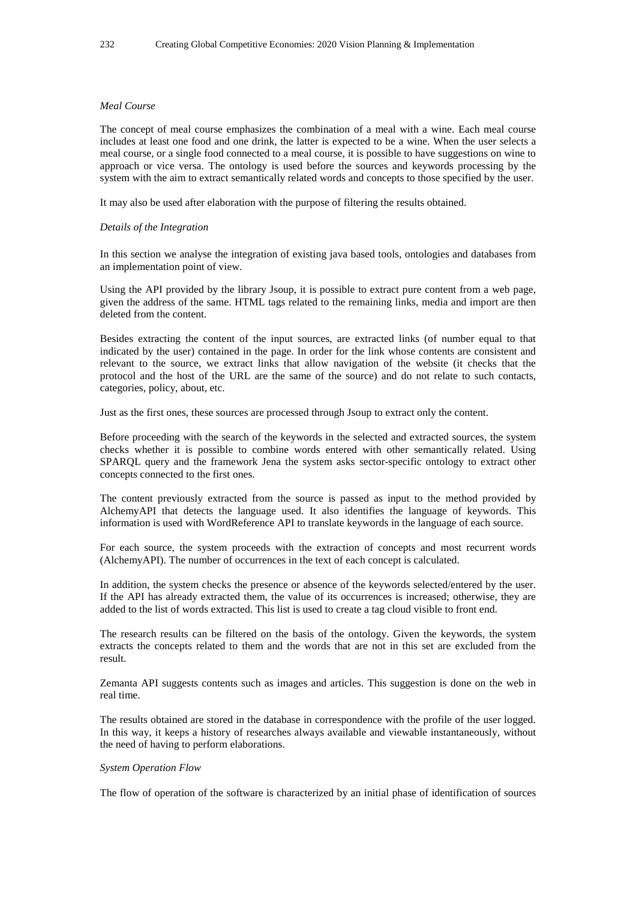*Meal Course*

The concept of meal course emphasizes the combination of a meal with a wine. Each meal course includes at least one food and one drink, the latter is expected to be a wine. When the user selects a meal course, or a single food connected to a meal course, it is possible to have suggestions on wine to approach or vice versa. The ontology is used before the sources and keywords processing by the system with the aim to extract semantically related words and concepts to those specified by the user.

It may also be used after elaboration with the purpose of filtering the results obtained.

*Details of the Integration*

In this section we analyse the integration of existing java based tools, ontologies and databases from an implementation point of view.

Using the API provided by the library Jsoup, it is possible to extract pure content from a web page, given the address of the same. HTML tags related to the remaining links, media and import are then deleted from the content.

Besides extracting the content of the input sources, are extracted links (of number equal to that indicated by the user) contained in the page. In order for the link whose contents are consistent and relevant to the source, we extract links that allow navigation of the website (it checks that the protocol and the host of the URL are the same of the source) and do not relate to such contacts, categories, policy, about, etc.

Just as the first ones, these sources are processed through Jsoup to extract only the content.

Before proceeding with the search of the keywords in the selected and extracted sources, the system checks whether it is possible to combine words entered with other semantically related. Using SPARQL query and the framework Jena the system asks sector-specific ontology to extract other concepts connected to the first ones.

The content previously extracted from the source is passed as input to the method provided by AlchemyAPI that detects the language used. It also identifies the language of keywords. This information is used with WordReference API to translate keywords in the language of each source.

For each source, the system proceeds with the extraction of concepts and most recurrent words (AlchemyAPI). The number of occurrences in the text of each concept is calculated.

In addition, the system checks the presence or absence of the keywords selected/entered by the user. If the API has already extracted them, the value of its occurrences is increased; otherwise, they are added to the list of words extracted. This list is used to create a tag cloud visible to front end.

The research results can be filtered on the basis of the ontology. Given the keywords, the system extracts the concepts related to them and the words that are not in this set are excluded from the result.

Zemanta API suggests contents such as images and articles. This suggestion is done on the web in real time.

The results obtained are stored in the database in correspondence with the profile of the user logged. In this way, it keeps a history of researches always available and viewable instantaneously, without the need of having to perform elaborations.

*System Operation Flow*

The flow of operation of the software is characterized by an initial phase of identification of sources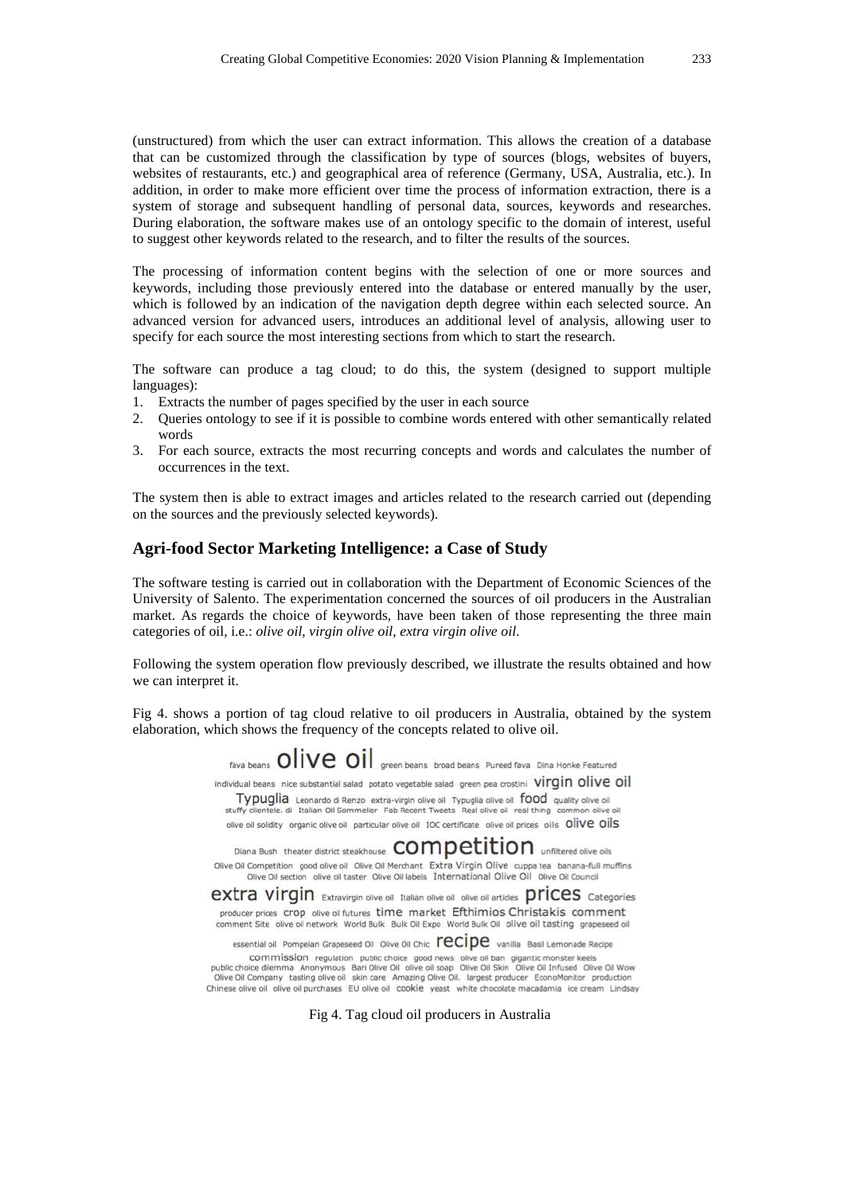(unstructured) from which the user can extract information. This allows the creation of a database that can be customized through the classification by type of sources (blogs, websites of buyers, websites of restaurants, etc.) and geographical area of reference (Germany, USA, Australia, etc.). In addition, in order to make more efficient over time the process of information extraction, there is a system of storage and subsequent handling of personal data, sources, keywords and researches. During elaboration, the software makes use of an ontology specific to the domain of interest, useful to suggest other keywords related to the research, and to filter the results of the sources.

The processing of information content begins with the selection of one or more sources and keywords, including those previously entered into the database or entered manually by the user, which is followed by an indication of the navigation depth degree within each selected source. An advanced version for advanced users, introduces an additional level of analysis, allowing user to specify for each source the most interesting sections from which to start the research.

The software can produce a tag cloud; to do this, the system (designed to support multiple languages):

1. Extracts the number of pages specified by the user in each source
2. Queries ontology to see if it is possible to combine words entered with other semantically related words
3. For each source, extracts the most recurring concepts and words and calculates the number of occurrences in the text.

The system then is able to extract images and articles related to the research carried out (depending on the sources and the previously selected keywords).

## Agri-food Sector Marketing Intelligence: a Case of Study

The software testing is carried out in collaboration with the Department of Economic Sciences of the University of Salento. The experimentation concerned the sources of oil producers in the Australian market. As regards the choice of keywords, have been taken of those representing the three main categories of oil, i.e.: *olive oil*, *virgin olive oil*, *extra virgin olive oil.*

Following the system operation flow previously described, we illustrate the results obtained and how we can interpret it.

Fig 4. shows a portion of tag cloud relative to oil producers in Australia, obtained by the system elaboration, which shows the frequency of the concepts related to olive oil.

Fig 4. Tag cloud oil producers in Australia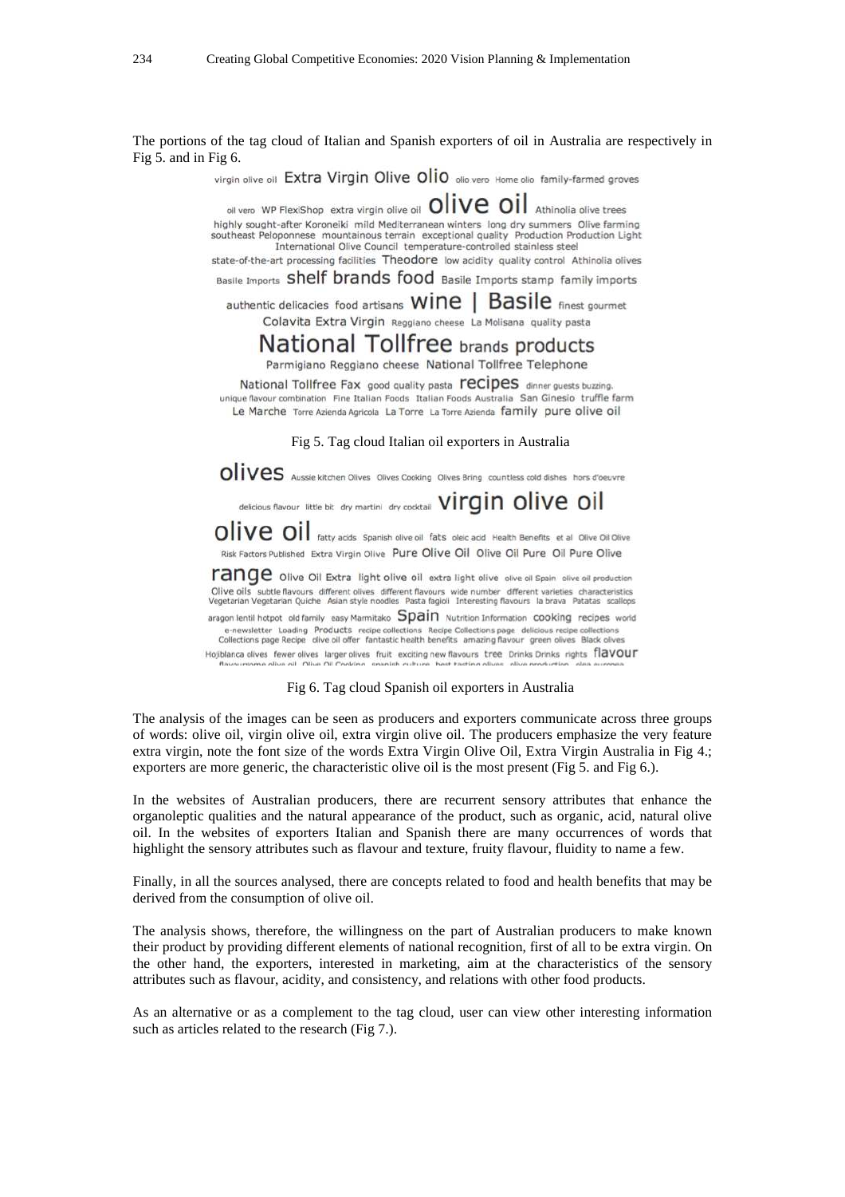The portions of the tag cloud of Italian and Spanish exporters of oil in Australia are respectively in Fig 5. and in Fig 6.

virgin olive oil Extra Virgin Olive Olio olio vero Home olio family-farmed groves
oil vero WP FlexiShop extra virgin olive oil olive oil Athinolia olive trees
highly sought-after Koroneiki mild Mediterranean winters long dry summers Olive farming
southeast Peloponnese mountainous terrain exceptional quality Production Production Light
International Olive Council temperature-controlled stainless steel
state-of-the-art processing facilities Theodore low acidity quality control Athinolia olives
Basile Imports shelf brands food Basile Imports stamp family imports
authentic delicacies food artisans wine | Basile finest gourmet
Colavita Extra Virgin Reggiano cheese La Molisana quality pasta
National Tollfree brands products
Parmigiano Reggiano cheese National Tollfree Telephone
National Tollfree Fax good quality pasta recipes dinner guests buzzing.
unique flavour combination Fine Italian Foods Italian Foods Australia San Ginesio truffle farm
Le Marche Torre Azienda Agricola La Torre La Torre Azienda family pure olive oil

Fig 5. Tag cloud Italian oil exporters in Australia

olives Aussie kitchen Olives Olives Cooking Olives Bring countless cold dishes hors d'oeuvre
delicious flavour little bit dry martini dry cocktail virgin olive oil
olive oil fatty acids Spanish olive oil fats oleic acid Health Benefits et al Olive Oil Olive
Risk Factors Published Extra Virgin Olive Pure Olive Oil Olive Oil Pure Oil Pure Olive
range Olive Oil Extra light olive oil extra light olive olive oil Spain olive oil production
Olive oils subtle flavours different olives different flavours wide number different varieties characteristics
Vegetarian Vegetarian Quiche Asian style noodles Pasta fagioli Interesting flavours la brava Patatas scallops
aragon lentil hotpot old family easy Marmitako Spain Nutrition Information cooking recipes world
e-newsletter Loading Products recipe collections Recipe Collections page delicious recipe collections
Collections page Recipe olive oil offer fantastic health benefits amazing flavour green olives Black olives
Hojiblanca olives fewer olives larger olives fruit exciting new flavours tree Drinks Drinks rights flavour
flavoursome olive oil Olive Oil Cooking spanish culture best tasting olives olive production olea europea

Fig 6. Tag cloud Spanish oil exporters in Australia

The analysis of the images can be seen as producers and exporters communicate across three groups of words: olive oil, virgin olive oil, extra virgin olive oil. The producers emphasize the very feature extra virgin, note the font size of the words Extra Virgin Olive Oil, Extra Virgin Australia in Fig 4.; exporters are more generic, the characteristic olive oil is the most present (Fig 5. and Fig 6.).

In the websites of Australian producers, there are recurrent sensory attributes that enhance the organoleptic qualities and the natural appearance of the product, such as organic, acid, natural olive oil. In the websites of exporters Italian and Spanish there are many occurrences of words that highlight the sensory attributes such as flavour and texture, fruity flavour, fluidity to name a few.

Finally, in all the sources analysed, there are concepts related to food and health benefits that may be derived from the consumption of olive oil.

The analysis shows, therefore, the willingness on the part of Australian producers to make known their product by providing different elements of national recognition, first of all to be extra virgin. On the other hand, the exporters, interested in marketing, aim at the characteristics of the sensory attributes such as flavour, acidity, and consistency, and relations with other food products.

As an alternative or as a complement to the tag cloud, user can view other interesting information such as articles related to the research (Fig 7.).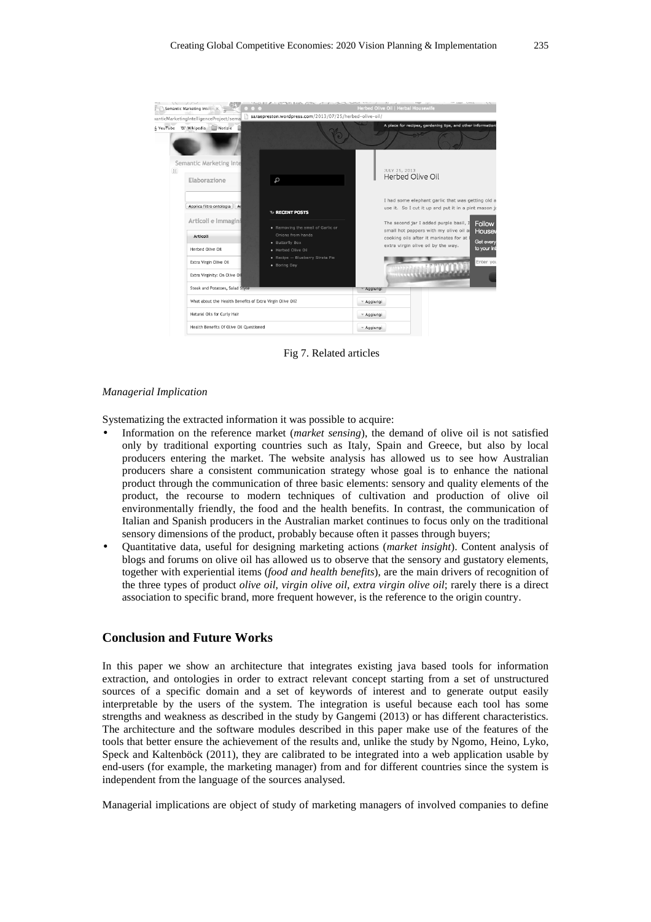Fig 7. Related articles

*Managerial Implication*

Systematizing the extracted information it was possible to acquire:

- Information on the reference market (*market sensing*), the demand of olive oil is not satisfied only by traditional exporting countries such as Italy, Spain and Greece, but also by local producers entering the market. The website analysis has allowed us to see how Australian producers share a consistent communication strategy whose goal is to enhance the national product through the communication of three basic elements: sensory and quality elements of the product, the recourse to modern techniques of cultivation and production of olive oil environmentally friendly, the food and the health benefits. In contrast, the communication of Italian and Spanish producers in the Australian market continues to focus only on the traditional sensory dimensions of the product, probably because often it passes through buyers;
- Quantitative data, useful for designing marketing actions (*market insight*). Content analysis of blogs and forums on olive oil has allowed us to observe that the sensory and gustatory elements, together with experiential items (*food and health benefits*), are the main drivers of recognition of the three types of product *olive oil, virgin olive oil, extra virgin olive oil*; rarely there is a direct association to specific brand, more frequent however, is the reference to the origin country.

## Conclusion and Future Works

In this paper we show an architecture that integrates existing java based tools for information extraction, and ontologies in order to extract relevant concept starting from a set of unstructured sources of a specific domain and a set of keywords of interest and to generate output easily interpretable by the users of the system. The integration is useful because each tool has some strengths and weakness as described in the study by Gangemi (2013) or has different characteristics. The architecture and the software modules described in this paper make use of the features of the tools that better ensure the achievement of the results and, unlike the study by Ngomo, Heino, Lyko, Speck and Kaltenböck (2011), they are calibrated to be integrated into a web application usable by end-users (for example, the marketing manager) from and for different countries since the system is independent from the language of the sources analysed.

Managerial implications are object of study of marketing managers of involved companies to define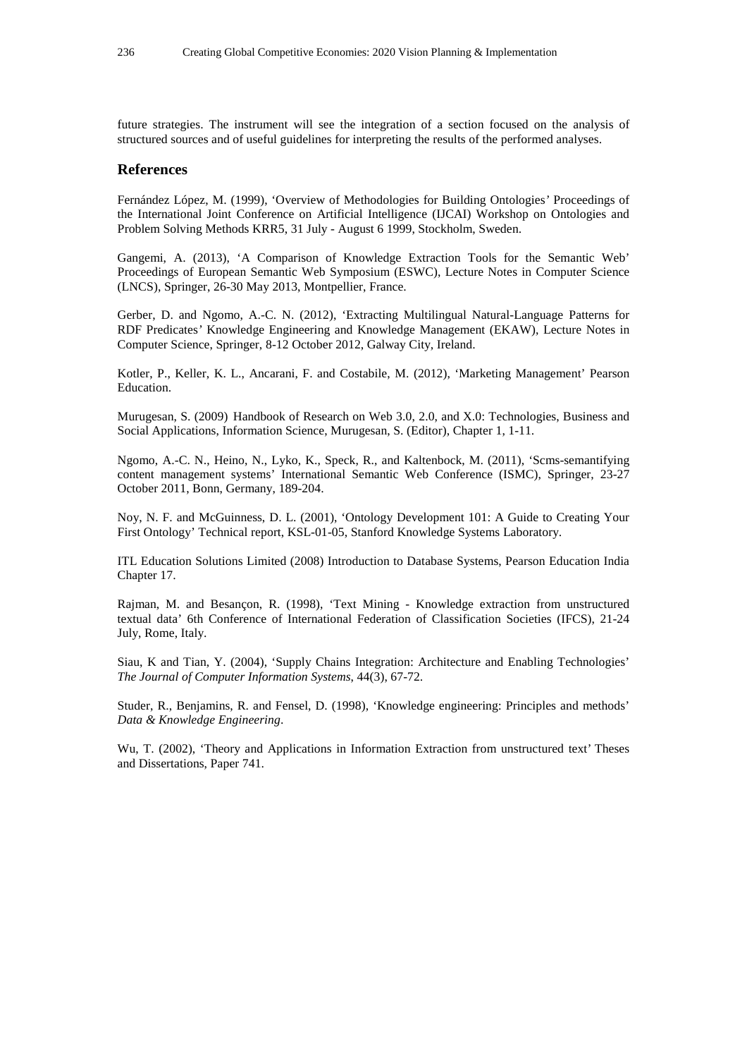future strategies. The instrument will see the integration of a section focused on the analysis of structured sources and of useful guidelines for interpreting the results of the performed analyses.

## References

Fernández López, M. (1999), 'Overview of Methodologies for Building Ontologies' Proceedings of the International Joint Conference on Artificial Intelligence (IJCAI) Workshop on Ontologies and Problem Solving Methods KRR5, 31 July - August 6 1999, Stockholm, Sweden.

Gangemi, A. (2013), 'A Comparison of Knowledge Extraction Tools for the Semantic Web' Proceedings of European Semantic Web Symposium (ESWC), Lecture Notes in Computer Science (LNCS), Springer, 26-30 May 2013, Montpellier, France.

Gerber, D. and Ngomo, A.-C. N. (2012), 'Extracting Multilingual Natural-Language Patterns for RDF Predicates' Knowledge Engineering and Knowledge Management (EKAW), Lecture Notes in Computer Science, Springer, 8-12 October 2012, Galway City, Ireland.

Kotler, P., Keller, K. L., Ancarani, F. and Costabile, M. (2012), 'Marketing Management' Pearson Education.

Murugesan, S. (2009) Handbook of Research on Web 3.0, 2.0, and X.0: Technologies, Business and Social Applications, Information Science, Murugesan, S. (Editor), Chapter 1, 1-11.

Ngomo, A.-C. N., Heino, N., Lyko, K., Speck, R., and Kaltenbock, M. (2011), 'Scms-semantifying content management systems' International Semantic Web Conference (ISMC), Springer, 23-27 October 2011, Bonn, Germany, 189-204.

Noy, N. F. and McGuinness, D. L. (2001), 'Ontology Development 101: A Guide to Creating Your First Ontology' Technical report, KSL-01-05, Stanford Knowledge Systems Laboratory.

ITL Education Solutions Limited (2008) Introduction to Database Systems, Pearson Education India Chapter 17.

Rajman, M. and Besançon, R. (1998), 'Text Mining - Knowledge extraction from unstructured textual data' 6th Conference of International Federation of Classification Societies (IFCS), 21-24 July, Rome, Italy.

Siau, K and Tian, Y. (2004), 'Supply Chains Integration: Architecture and Enabling Technologies' *The Journal of Computer Information Systems*, 44(3), 67-72.

Studer, R., Benjamins, R. and Fensel, D. (1998), 'Knowledge engineering: Principles and methods' *Data & Knowledge Engineering*.

Wu, T. (2002), 'Theory and Applications in Information Extraction from unstructured text' Theses and Dissertations, Paper 741.